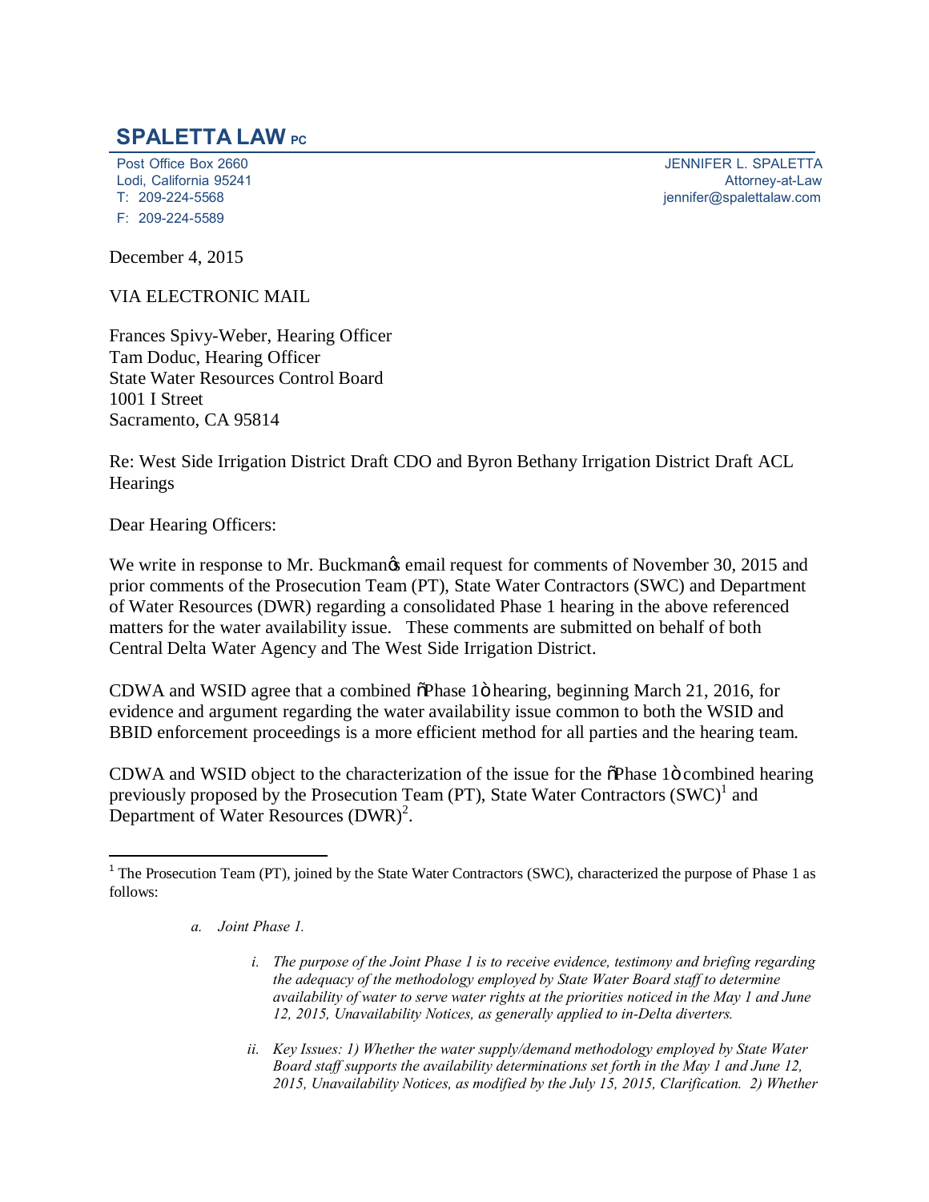# SPALETTA LAW PC

Post Office Box 2660
Lodi, California 95241
T: 209-224-5568
F: 209-224-5589

JENNIFER L. SPALETTA
Attorney-at-Law
jennifer@spalettalaw.com

December 4, 2015

VIA ELECTRONIC MAIL

Frances Spivy-Weber, Hearing Officer
Tam Doduc, Hearing Officer
State Water Resources Control Board
1001 I Street
Sacramento, CA 95814

Re: West Side Irrigation District Draft CDO and Byron Bethany Irrigation District Draft ACL Hearings

Dear Hearing Officers:

We write in response to Mr. Buckman's email request for comments of November 30, 2015 and prior comments of the Prosecution Team (PT), State Water Contractors (SWC) and Department of Water Resources (DWR) regarding a consolidated Phase 1 hearing in the above referenced matters for the water availability issue. These comments are submitted on behalf of both Central Delta Water Agency and The West Side Irrigation District.

CDWA and WSID agree that a combined "Phase 1" hearing, beginning March 21, 2016, for evidence and argument regarding the water availability issue common to both the WSID and BBID enforcement proceedings is a more efficient method for all parties and the hearing team.

CDWA and WSID object to the characterization of the issue for the "Phase 1" combined hearing previously proposed by the Prosecution Team (PT), State Water Contractors (SWC)[1] and Department of Water Resources (DWR)[2].

---

[1] The Prosecution Team (PT), joined by the State Water Contractors (SWC), characterized the purpose of Phase 1 as follows:

> *a. Joint Phase 1.*
>
> *i. The purpose of the Joint Phase 1 is to receive evidence, testimony and briefing regarding the adequacy of the methodology employed by State Water Board staff to determine availability of water to serve water rights at the priorities noticed in the May 1 and June 12, 2015, Unavailability Notices, as generally applied to in-Delta diverters.*
>
> *ii. Key Issues: 1) Whether the water supply/demand methodology employed by State Water Board staff supports the availability determinations set forth in the May 1 and June 12, 2015, Unavailability Notices, as modified by the July 15, 2015, Clarification. 2) Whether*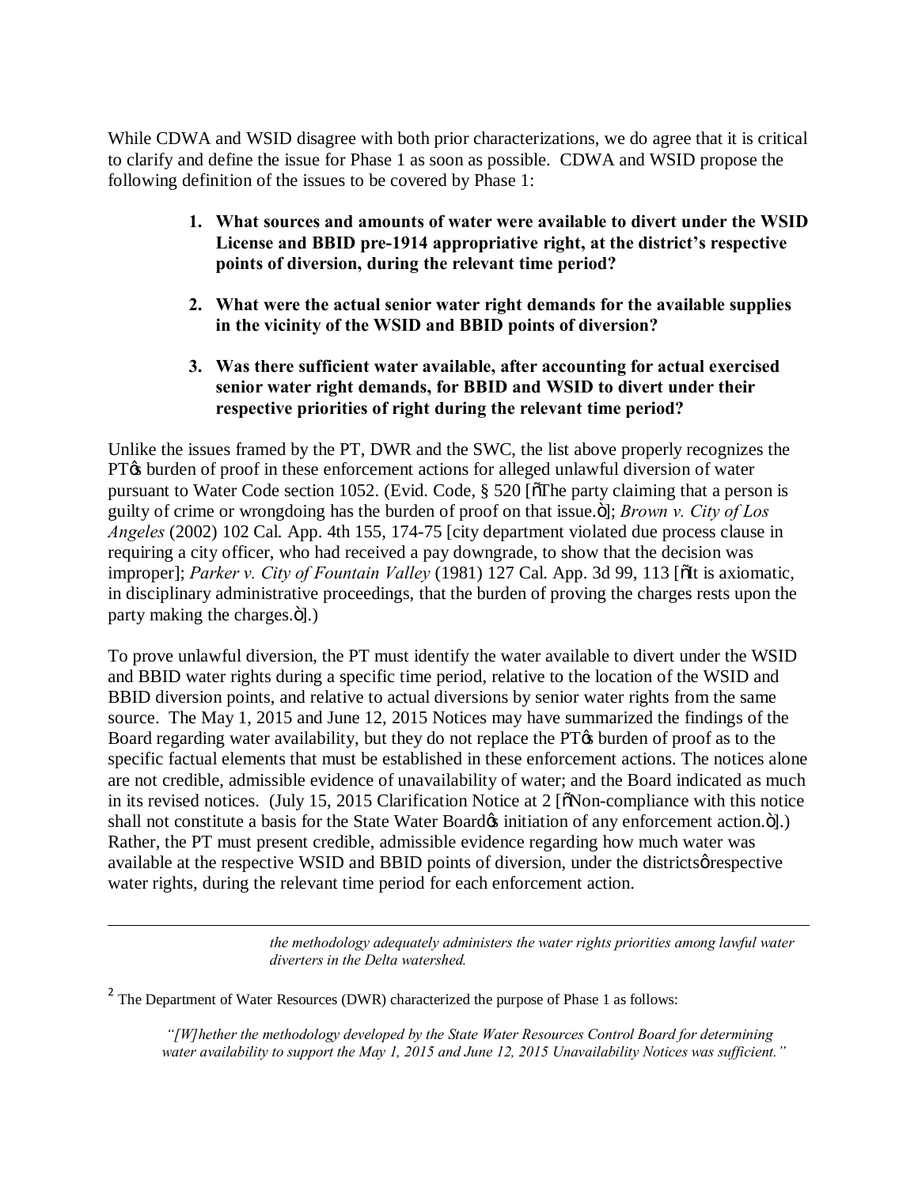While CDWA and WSID disagree with both prior characterizations, we do agree that it is critical to clarify and define the issue for Phase 1 as soon as possible. CDWA and WSID propose the following definition of the issues to be covered by Phase 1:

1. **What sources and amounts of water were available to divert under the WSID License and BBID pre-1914 appropriative right, at the district's respective points of diversion, during the relevant time period?**

2. **What were the actual senior water right demands for the available supplies in the vicinity of the WSID and BBID points of diversion?**

3. **Was there sufficient water available, after accounting for actual exercised senior water right demands, for BBID and WSID to divert under their respective priorities of right during the relevant time period?**

Unlike the issues framed by the PT, DWR and the SWC, the list above properly recognizes the PT's burden of proof in these enforcement actions for alleged unlawful diversion of water pursuant to Water Code section 1052. (Evid. Code, § 520 ["The party claiming that a person is guilty of crime or wrongdoing has the burden of proof on that issue."]; *Brown v. City of Los Angeles* (2002) 102 Cal. App. 4th 155, 174-75 [city department violated due process clause in requiring a city officer, who had received a pay downgrade, to show that the decision was improper]; *Parker v. City of Fountain Valley* (1981) 127 Cal. App. 3d 99, 113 ["It is axiomatic, in disciplinary administrative proceedings, that the burden of proving the charges rests upon the party making the charges."].)

To prove unlawful diversion, the PT must identify the water available to divert under the WSID and BBID water rights during a specific time period, relative to the location of the WSID and BBID diversion points, and relative to actual diversions by senior water rights from the same source. The May 1, 2015 and June 12, 2015 Notices may have summarized the findings of the Board regarding water availability, but they do not replace the PT's burden of proof as to the specific factual elements that must be established in these enforcement actions. The notices alone are not credible, admissible evidence of unavailability of water; and the Board indicated as much in its revised notices. (July 15, 2015 Clarification Notice at 2 ["Non-compliance with this notice shall not constitute a basis for the State Water Board's initiation of any enforcement action."].) Rather, the PT must present credible, admissible evidence regarding how much water was available at the respective WSID and BBID points of diversion, under the districts' respective water rights, during the relevant time period for each enforcement action.

---

> *the methodology adequately administers the water rights priorities among lawful water diverters in the Delta watershed.*

[2] The Department of Water Resources (DWR) characterized the purpose of Phase 1 as follows:

> *"[W]hether the methodology developed by the State Water Resources Control Board for determining water availability to support the May 1, 2015 and June 12, 2015 Unavailability Notices was sufficient."*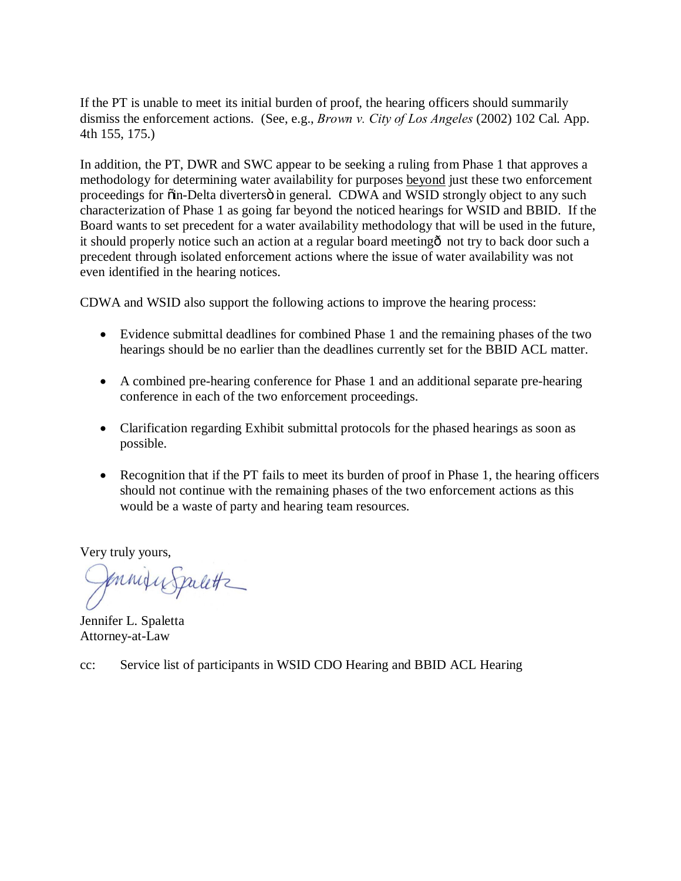If the PT is unable to meet its initial burden of proof, the hearing officers should summarily dismiss the enforcement actions. (See, e.g., *Brown v. City of Los Angeles* (2002) 102 Cal. App. 4th 155, 175.)

In addition, the PT, DWR and SWC appear to be seeking a ruling from Phase 1 that approves a methodology for determining water availability for purposes <u>beyond</u> just these two enforcement proceedings for "in-Delta diverters" in general. CDWA and WSID strongly object to any such characterization of Phase 1 as going far beyond the noticed hearings for WSID and BBID. If the Board wants to set precedent for a water availability methodology that will be used in the future, it should properly notice such an action at a regular board meeting— not try to back door such a precedent through isolated enforcement actions where the issue of water availability was not even identified in the hearing notices.

CDWA and WSID also support the following actions to improve the hearing process:

- Evidence submittal deadlines for combined Phase 1 and the remaining phases of the two hearings should be no earlier than the deadlines currently set for the BBID ACL matter.
- A combined pre-hearing conference for Phase 1 and an additional separate pre-hearing conference in each of the two enforcement proceedings.
- Clarification regarding Exhibit submittal protocols for the phased hearings as soon as possible.
- Recognition that if the PT fails to meet its burden of proof in Phase 1, the hearing officers should not continue with the remaining phases of the two enforcement actions as this would be a waste of party and hearing team resources.

Very truly yours,

Jennifer L. Spaletta
Attorney-at-Law

cc: Service list of participants in WSID CDO Hearing and BBID ACL Hearing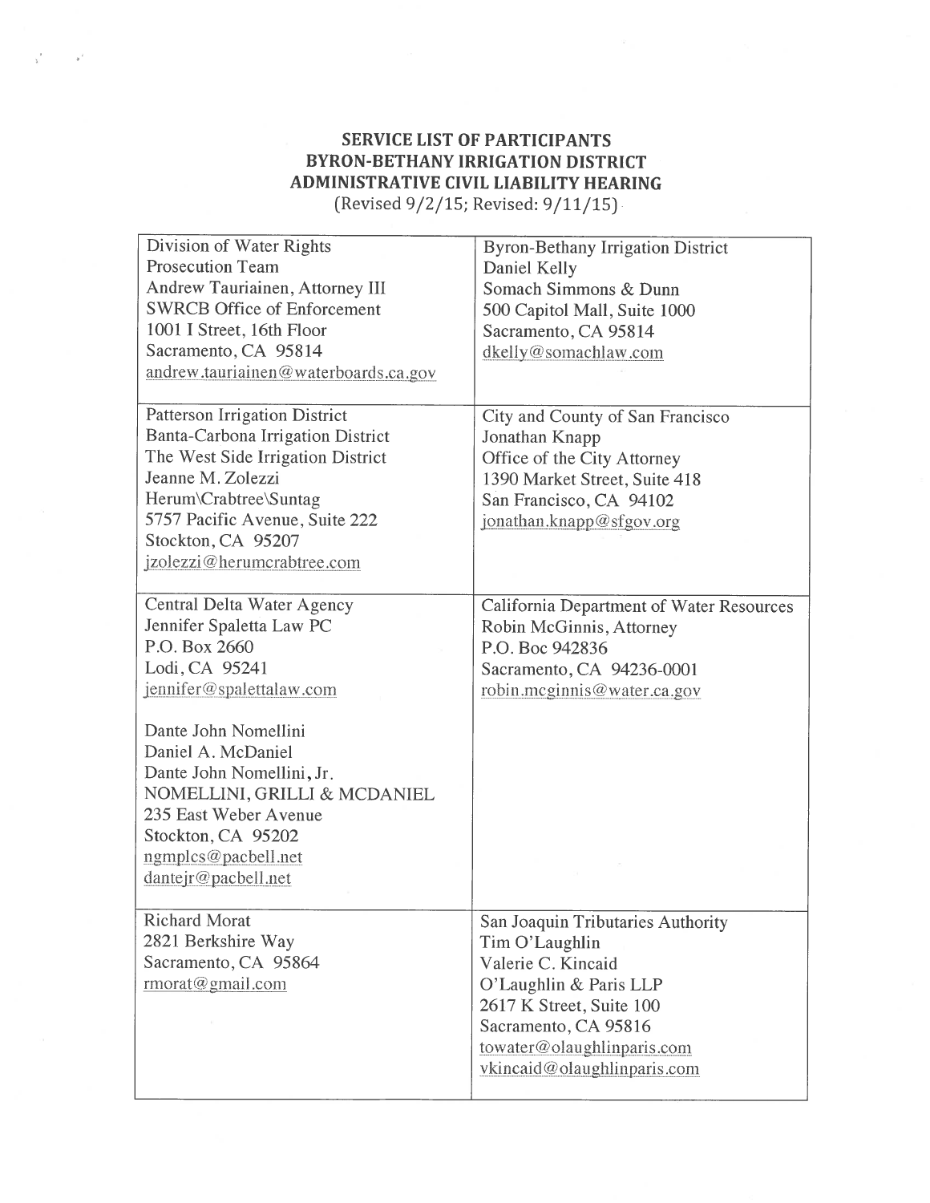**SERVICE LIST OF PARTICIPANTS**
**BYRON-BETHANY IRRIGATION DISTRICT**
**ADMINISTRATIVE CIVIL LIABILITY HEARING**
(Revised 9/2/15; Revised: 9/11/15)

| | |
|---|---|
| Division of Water Rights<br>Prosecution Team<br>Andrew Tauriainen, Attorney III<br>SWRCB Office of Enforcement<br>1001 I Street, 16th Floor<br>Sacramento, CA 95814<br>andrew.tauriainen@waterboards.ca.gov | Byron-Bethany Irrigation District<br>Daniel Kelly<br>Somach Simmons & Dunn<br>500 Capitol Mall, Suite 1000<br>Sacramento, CA 95814<br>dkelly@somachlaw.com |
| Patterson Irrigation District<br>Banta-Carbona Irrigation District<br>The West Side Irrigation District<br>Jeanne M. Zolezzi<br>Herum\Crabtree\Suntag<br>5757 Pacific Avenue, Suite 222<br>Stockton, CA 95207<br>jzolezzi@herumcrabtree.com | City and County of San Francisco<br>Jonathan Knapp<br>Office of the City Attorney<br>1390 Market Street, Suite 418<br>San Francisco, CA 94102<br>jonathan.knapp@sfgov.org |
| Central Delta Water Agency<br>Jennifer Spaletta Law PC<br>P.O. Box 2660<br>Lodi, CA 95241<br>jennifer@spalettalaw.com<br><br>Dante John Nomellini<br>Daniel A. McDaniel<br>Dante John Nomellini, Jr.<br>NOMELLINI, GRILLI & MCDANIEL<br>235 East Weber Avenue<br>Stockton, CA 95202<br>ngmplcs@pacbell.net<br>dantejr@pacbell.net | California Department of Water Resources<br>Robin McGinnis, Attorney<br>P.O. Boc 942836<br>Sacramento, CA 94236-0001<br>robin.mcginnis@water.ca.gov |
| Richard Morat<br>2821 Berkshire Way<br>Sacramento, CA 95864<br>rmorat@gmail.com | San Joaquin Tributaries Authority<br>Tim O'Laughlin<br>Valerie C. Kincaid<br>O'Laughlin & Paris LLP<br>2617 K Street, Suite 100<br>Sacramento, CA 95816<br>towater@olaughlinparis.com<br>vkincaid@olaughlinparis.com |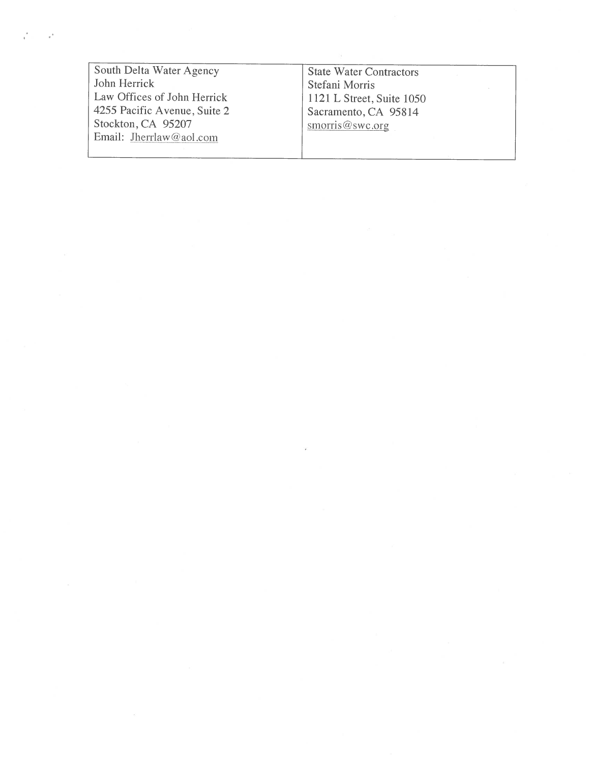| South Delta Water Agency<br>John Herrick<br>Law Offices of John Herrick<br>4255 Pacific Avenue, Suite 2<br>Stockton, CA 95207<br>Email: Jherrlaw@aol.com | State Water Contractors<br>Stefani Morris<br>1121 L Street, Suite 1050<br>Sacramento, CA 95814<br>smorris@swc.org |
|---|---|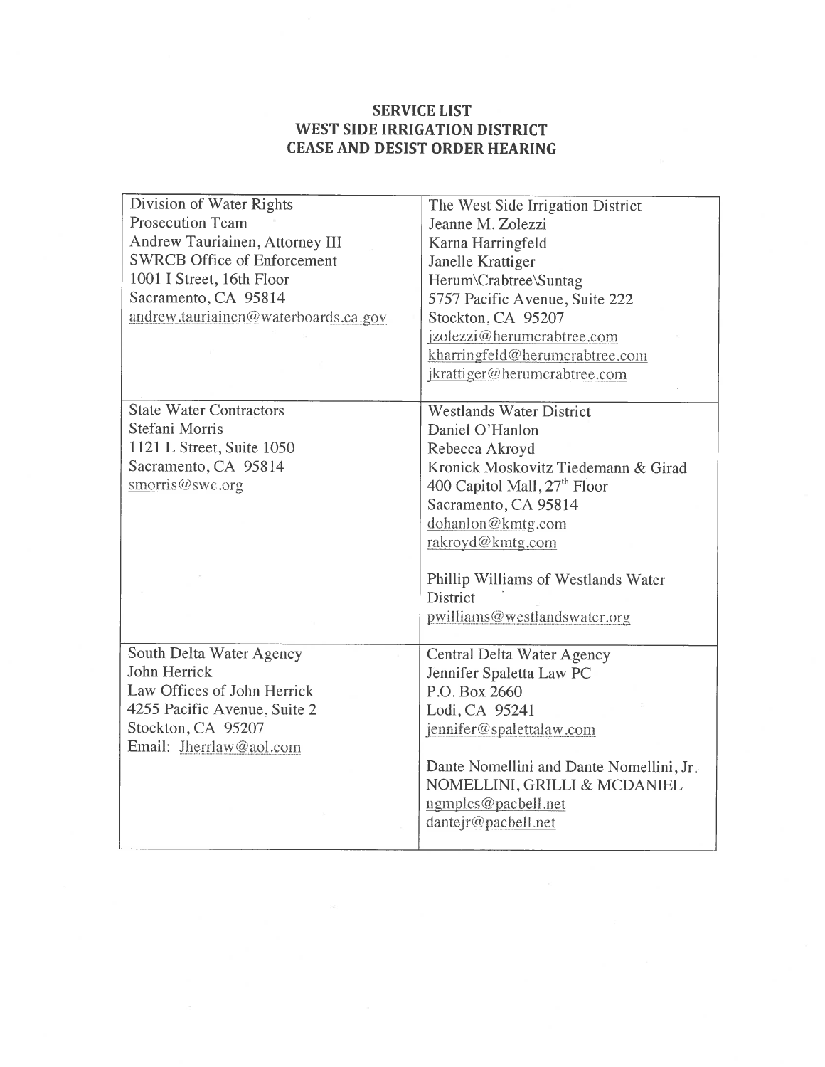**SERVICE LIST**
**WEST SIDE IRRIGATION DISTRICT**
**CEASE AND DESIST ORDER HEARING**

| | |
|---|---|
| Division of Water Rights<br>Prosecution Team<br>Andrew Tauriainen, Attorney III<br>SWRCB Office of Enforcement<br>1001 I Street, 16th Floor<br>Sacramento, CA 95814<br>andrew.tauriainen@waterboards.ca.gov | The West Side Irrigation District<br>Jeanne M. Zolezzi<br>Karna Harringfeld<br>Janelle Krattiger<br>Herum\Crabtree\Suntag<br>5757 Pacific Avenue, Suite 222<br>Stockton, CA 95207<br>jzolezzi@herumcrabtree.com<br>kharringfeld@herumcrabtree.com<br>jkrattiger@herumcrabtree.com |
| State Water Contractors<br>Stefani Morris<br>1121 L Street, Suite 1050<br>Sacramento, CA 95814<br>smorris@swc.org | Westlands Water District<br>Daniel O'Hanlon<br>Rebecca Akroyd<br>Kronick Moskovitz Tiedemann & Girad<br>400 Capitol Mall, 27th Floor<br>Sacramento, CA 95814<br>dohanlon@kmtg.com<br>rakroyd@kmtg.com<br><br>Phillip Williams of Westlands Water District<br>pwilliams@westlandswater.org |
| South Delta Water Agency<br>John Herrick<br>Law Offices of John Herrick<br>4255 Pacific Avenue, Suite 2<br>Stockton, CA 95207<br>Email: Jherrlaw@aol.com | Central Delta Water Agency<br>Jennifer Spaletta Law PC<br>P.O. Box 2660<br>Lodi, CA 95241<br>jennifer@spalettalaw.com<br><br>Dante Nomellini and Dante Nomellini, Jr.<br>NOMELLINI, GRILLI & MCDANIEL<br>ngmplcs@pacbell.net<br>dantejr@pacbell.net |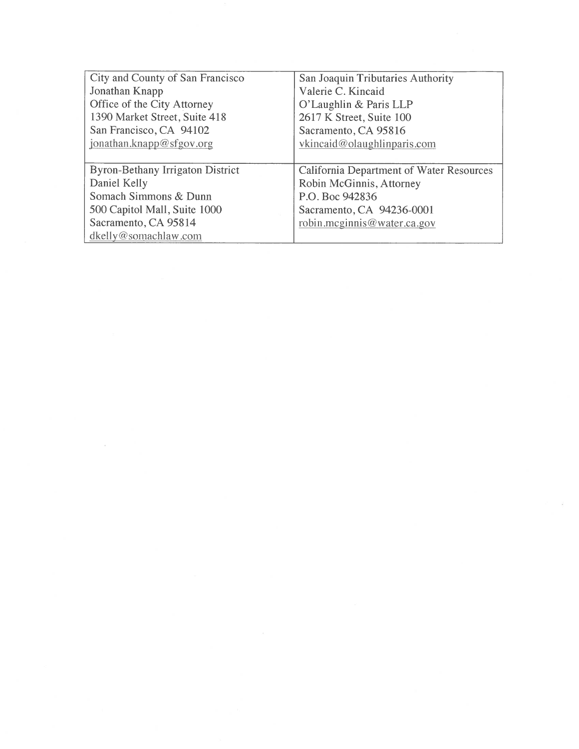| | |
|---|---|
| City and County of San Francisco<br>Jonathan Knapp<br>Office of the City Attorney<br>1390 Market Street, Suite 418<br>San Francisco, CA 94102<br>jonathan.knapp@sfgov.org | San Joaquin Tributaries Authority<br>Valerie C. Kincaid<br>O'Laughlin & Paris LLP<br>2617 K Street, Suite 100<br>Sacramento, CA 95816<br>vkincaid@olaughlinparis.com |
| Byron-Bethany Irrigaton District<br>Daniel Kelly<br>Somach Simmons & Dunn<br>500 Capitol Mall, Suite 1000<br>Sacramento, CA 95814<br>dkelly@somachlaw.com | California Department of Water Resources<br>Robin McGinnis, Attorney<br>P.O. Boc 942836<br>Sacramento, CA 94236-0001<br>robin.mcginnis@water.ca.gov |